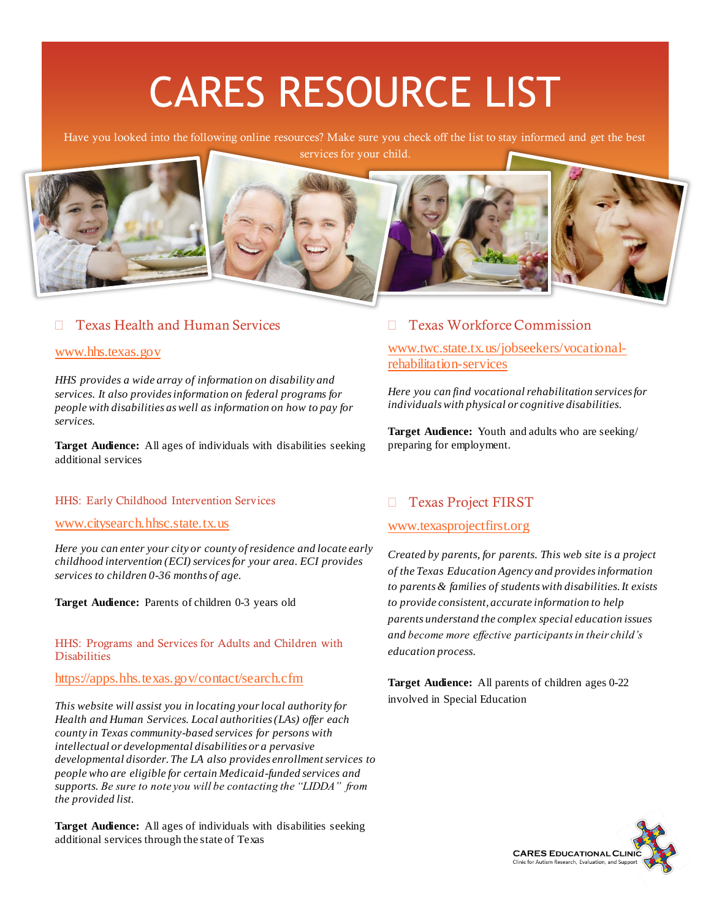# CARES RESOURCE LIST

Have you looked into the following online resources? Make sure you check off the list to stay informed and get the best services for your child.

## ☐ Texas Health and Human Services

www.hhs.texas.gov

*HHS provides a wide array of information on disability and services. It also provides information on federal programs for people with disabilities as well as information on how to pay for services.*

**Target Audience:** All ages of individuals with disabilities seeking additional services

### HHS: Early Childhood Intervention Services

www.citysearch.hhsc.state.tx.us

*Here you can enter your city or county of residence and locate early childhood intervention (ECI) services for your area. ECI provides services to children 0-36 months of age.*

**Target Audience:** Parents of children 0-3 years old

### HHS: Programs and Services for Adults and Children with Disabilities

https://apps.hhs.texas.gov/contact/search.cfm

*This website will assist you in locating your local authority for Health and Human Services. Local authorities (LAs) offer each county in Texas community-based services for persons with intellectual or developmental disabilities or a pervasive developmental disorder. The LA also provides enrollment services to people who are eligible for certain Medicaid-funded services and supports. Be sure to note you will be contacting the "LIDDA" from the provided list.*

**Target Audience:** All ages of individuals with disabilities seeking additional services through the state of Texas

## ☐ Texas Workforce Commission

www.twc.state.tx.us/jobseekers/vocational-rehabilitation-services

*Here you can find vocational rehabilitation services for individuals with physical or cognitive disabilities.*

**Target Audience:** Youth and adults who are seeking/ preparing for employment.

## ☐ Texas Project FIRST

www.texasprojectfirst.org

*Created by parents, for parents. This web site is a project of the Texas Education Agency and provides information to parents & families of students with disabilities. It exists to provide consistent, accurate information to help parents understand the complex special education issues and become more effective participants in their child's education process.*

**Target Audience:** All parents of children ages 0-22 involved in Special Education

CARES Educational Clinic
Clinic for Autism Research, Evaluation, and Support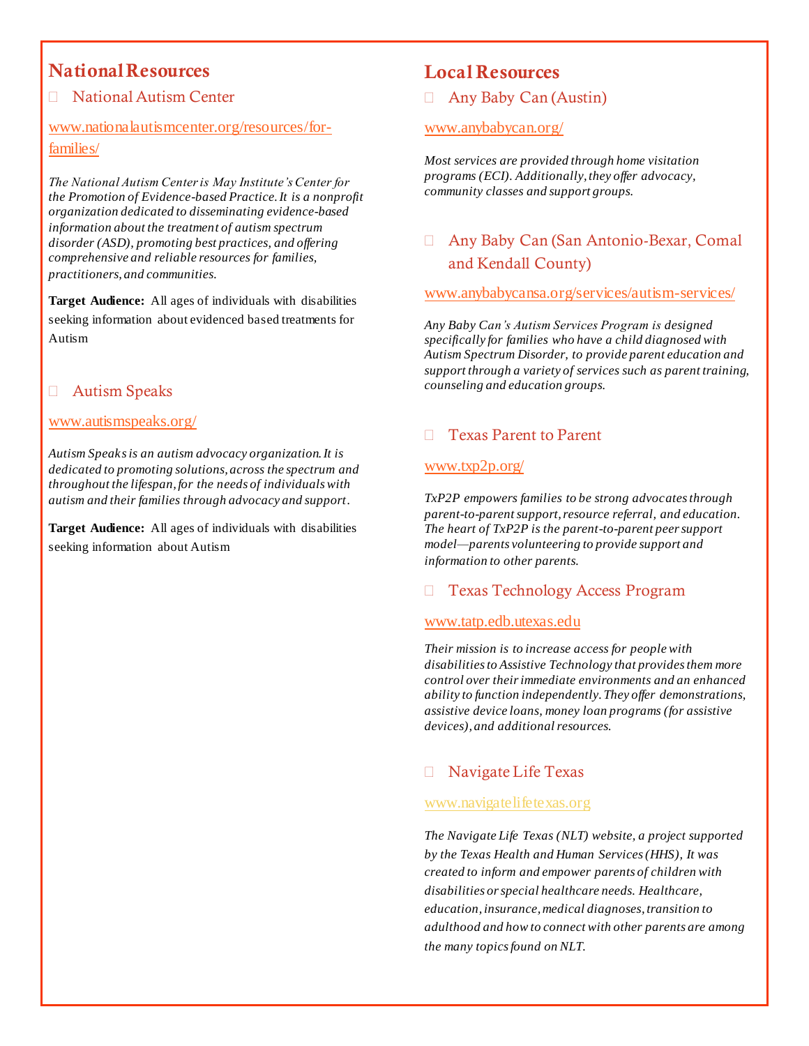## National Resources

- National Autism Center

www.nationalautismcenter.org/resources/for-families/

*The National Autism Center is May Institute's Center for the Promotion of Evidence-based Practice. It is a nonprofit organization dedicated to disseminating evidence-based information about the treatment of autism spectrum disorder (ASD), promoting best practices, and offering comprehensive and reliable resources for families, practitioners, and communities.*

**Target Audience:** All ages of individuals with disabilities seeking information about evidenced based treatments for Autism

- Autism Speaks

www.autismspeaks.org/

*Autism Speaks is an autism advocacy organization. It is dedicated to promoting solutions, across the spectrum and throughout the lifespan, for the needs of individuals with autism and their families through advocacy and support.*

**Target Audience:** All ages of individuals with disabilities seeking information about Autism

## Local Resources

- Any Baby Can (Austin)

www.anybabycan.org/

*Most services are provided through home visitation programs (ECI). Additionally, they offer advocacy, community classes and support groups.*

- Any Baby Can (San Antonio-Bexar, Comal and Kendall County)

www.anybabycansa.org/services/autism-services/

*Any Baby Can's Autism Services Program is designed specifically for families who have a child diagnosed with Autism Spectrum Disorder, to provide parent education and support through a variety of services such as parent training, counseling and education groups.*

- Texas Parent to Parent

www.txp2p.org/

*TxP2P empowers families to be strong advocates through parent-to-parent support, resource referral, and education. The heart of TxP2P is the parent-to-parent peer support model—parents volunteering to provide support and information to other parents.*

- Texas Technology Access Program

www.tatp.edb.utexas.edu

*Their mission is to increase access for people with disabilities to Assistive Technology that provides them more control over their immediate environments and an enhanced ability to function independently. They offer demonstrations, assistive device loans, money loan programs (for assistive devices), and additional resources.*

- Navigate Life Texas

www.navigatelifetexas.org

*The Navigate Life Texas (NLT) website, a project supported by the Texas Health and Human Services (HHS), It was created to inform and empower parents of children with disabilities or special healthcare needs. Healthcare, education, insurance, medical diagnoses, transition to adulthood and how to connect with other parents are among the many topics found on NLT.*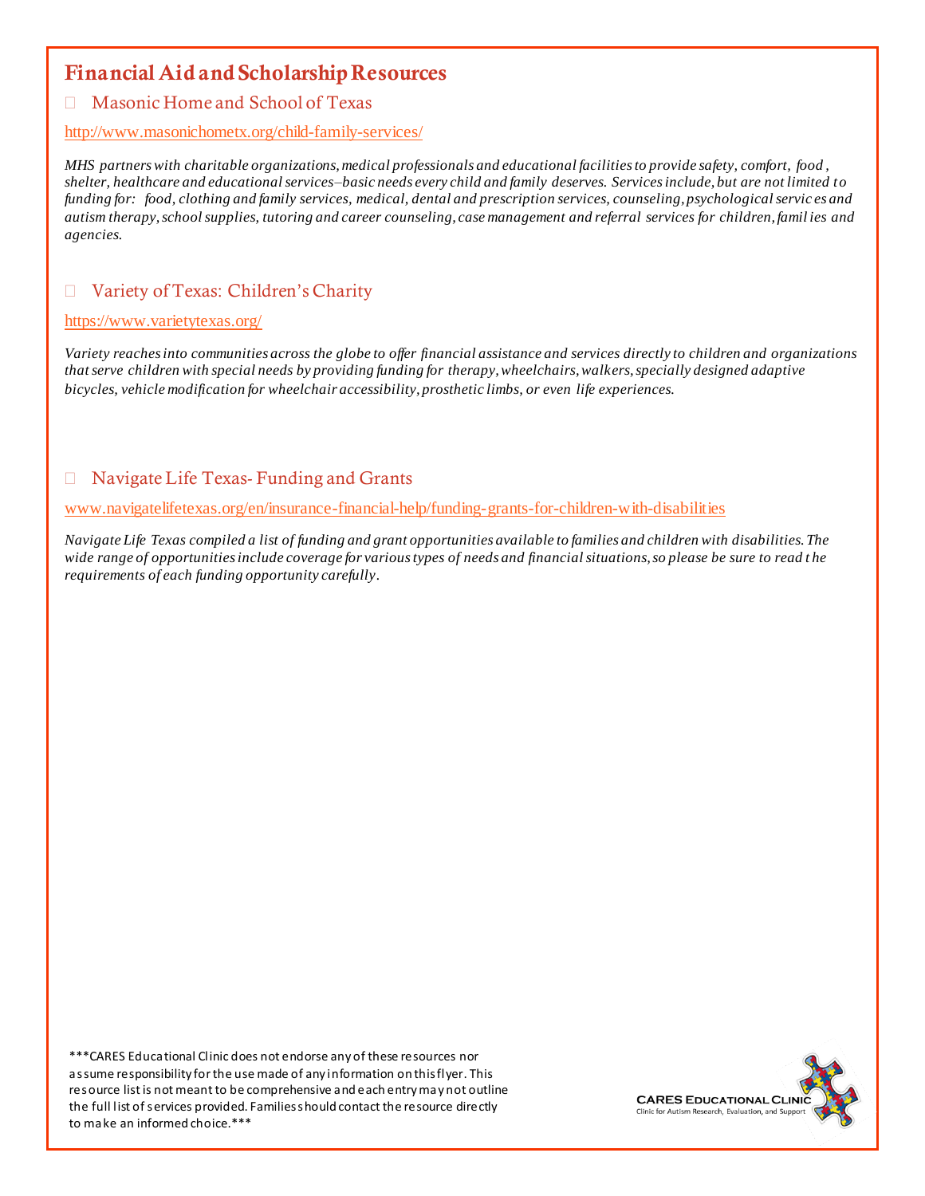## Financial Aid and Scholarship Resources

- Masonic Home and School of Texas

http://www.masonichometx.org/child-family-services/

*MHS partners with charitable organizations, medical professionals and educational facilities to provide safety, comfort, food, shelter, healthcare and educational services–basic needs every child and family deserves. Services include, but are not limited to funding for: food, clothing and family services, medical, dental and prescription services, counseling, psychological services and autism therapy, school supplies, tutoring and career counseling, case management and referral services for children, families and agencies.*

- Variety of Texas: Children's Charity

https://www.varietytexas.org/

*Variety reaches into communities across the globe to offer financial assistance and services directly to children and organizations that serve children with special needs by providing funding for therapy, wheelchairs, walkers, specially designed adaptive bicycles, vehicle modification for wheelchair accessibility, prosthetic limbs, or even life experiences.*

- Navigate Life Texas- Funding and Grants

www.navigatelifetexas.org/en/insurance-financial-help/funding-grants-for-children-with-disabilities

*Navigate Life Texas compiled a list of funding and grant opportunities available to families and children with disabilities. The wide range of opportunities include coverage for various types of needs and financial situations, so please be sure to read the requirements of each funding opportunity carefully.*

***CARES Educational Clinic does not endorse any of these resources nor assume responsibility for the use made of any information on this flyer. This resource list is not meant to be comprehensive and each entry may not outline the full list of services provided. Families should contact the resource directly to make an informed choice.***

CARES Educational Clinic
Clinic for Autism Research, Evaluation, and Support